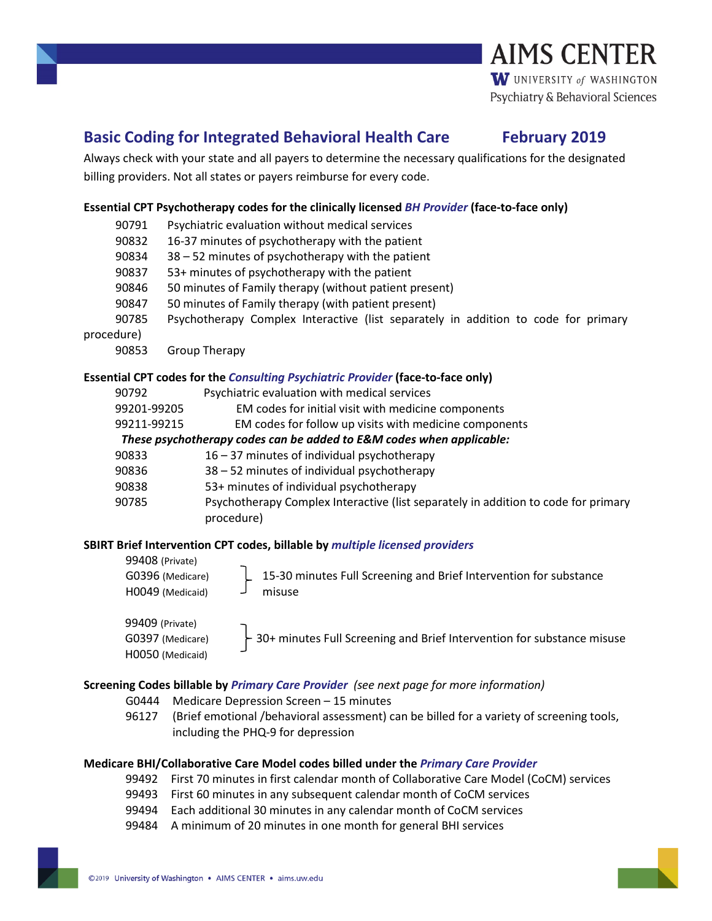# Basic Coding for Integrated Behavioral Health Care — February 2019

Always check with your state and all payers to determine the necessary qualifications for the designated billing providers. Not all states or payers reimburse for every code.

**Essential CPT Psychotherapy codes for the clinically licensed *BH Provider* (face-to-face only)**

| Code | Description |
|---|---|
| 90791 | Psychiatric evaluation without medical services |
| 90832 | 16-37 minutes of psychotherapy with the patient |
| 90834 | 38 – 52 minutes of psychotherapy with the patient |
| 90837 | 53+ minutes of psychotherapy with the patient |
| 90846 | 50 minutes of Family therapy (without patient present) |
| 90847 | 50 minutes of Family therapy (with patient present) |
| 90785 | Psychotherapy Complex Interactive (list separately in addition to code for primary procedure) |
| 90853 | Group Therapy |

**Essential CPT codes for the *Consulting Psychiatric Provider* (face-to-face only)**

| Code | Description |
|---|---|
| 90792 | Psychiatric evaluation with medical services |
| 99201-99205 | EM codes for initial visit with medicine components |
| 99211-99215 | EM codes for follow up visits with medicine components |

***These psychotherapy codes can be added to E&M codes when applicable:***

| Code | Description |
|---|---|
| 90833 | 16 – 37 minutes of individual psychotherapy |
| 90836 | 38 – 52 minutes of individual psychotherapy |
| 90838 | 53+ minutes of individual psychotherapy |
| 90785 | Psychotherapy Complex Interactive (list separately in addition to code for primary procedure) |

**SBIRT Brief Intervention CPT codes, billable by *multiple licensed providers***

| Codes | Description |
|---|---|
| 99408 (Private)<br>G0396 (Medicare)<br>H0049 (Medicaid) | 15-30 minutes Full Screening and Brief Intervention for substance misuse |
| 99409 (Private)<br>G0397 (Medicare)<br>H0050 (Medicaid) | 30+ minutes Full Screening and Brief Intervention for substance misuse |

**Screening Codes billable by *Primary Care Provider*** *(see next page for more information)*

| Code | Description |
|---|---|
| G0444 | Medicare Depression Screen – 15 minutes |
| 96127 | (Brief emotional /behavioral assessment) can be billed for a variety of screening tools, including the PHQ-9 for depression |

**Medicare BHI/Collaborative Care Model codes billed under the *Primary Care Provider***

| Code | Description |
|---|---|
| 99492 | First 70 minutes in first calendar month of Collaborative Care Model (CoCM) services |
| 99493 | First 60 minutes in any subsequent calendar month of CoCM services |
| 99494 | Each additional 30 minutes in any calendar month of CoCM services |
| 99484 | A minimum of 20 minutes in one month for general BHI services |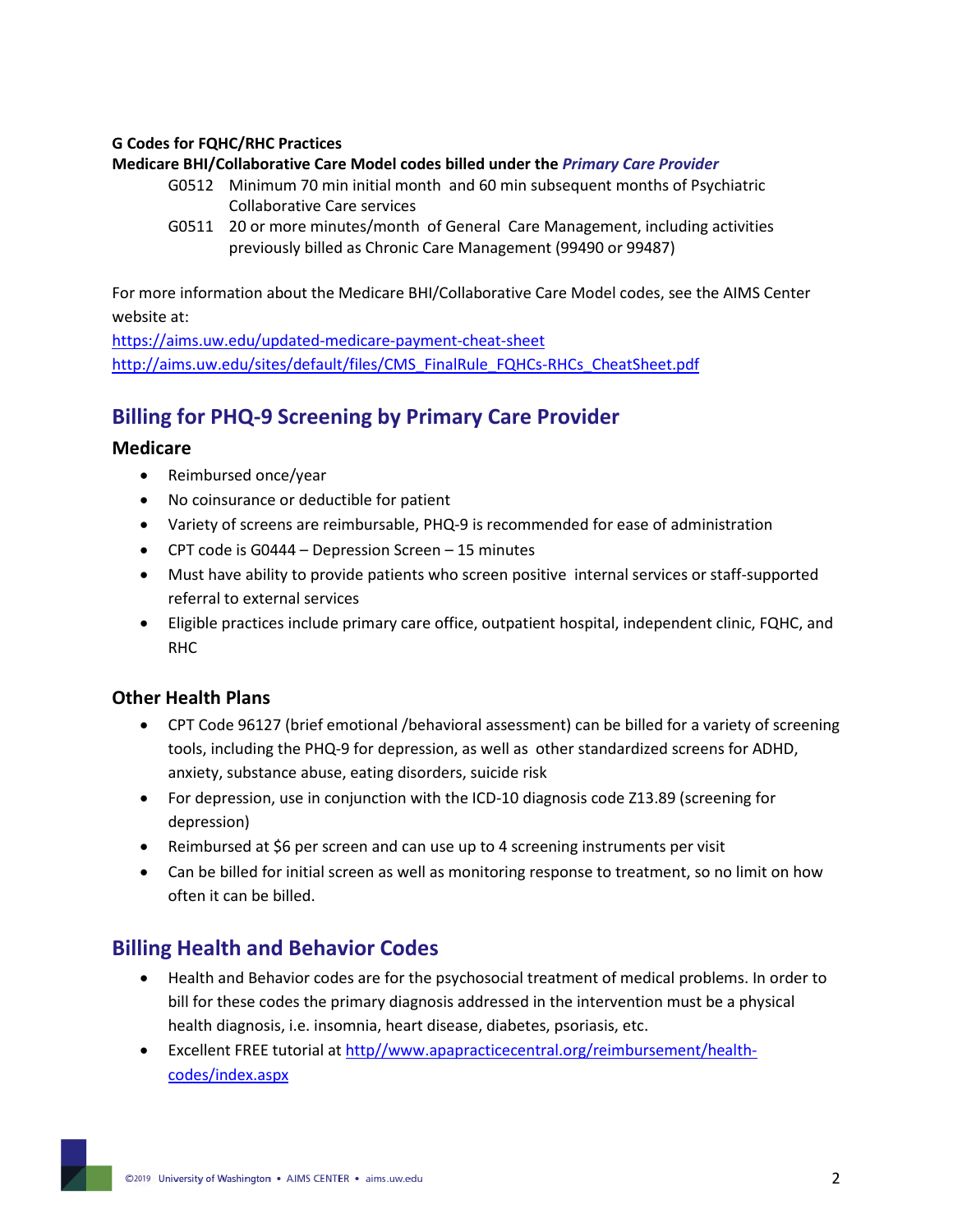**G Codes for FQHC/RHC Practices**

**Medicare BHI/Collaborative Care Model codes billed under the *Primary Care Provider***

- G0512 Minimum 70 min initial month and 60 min subsequent months of Psychiatric Collaborative Care services
- G0511 20 or more minutes/month of General Care Management, including activities previously billed as Chronic Care Management (99490 or 99487)

For more information about the Medicare BHI/Collaborative Care Model codes, see the AIMS Center website at:
https://aims.uw.edu/updated-medicare-payment-cheat-sheet
http://aims.uw.edu/sites/default/files/CMS_FinalRule_FQHCs-RHCs_CheatSheet.pdf

## Billing for PHQ-9 Screening by Primary Care Provider

### Medicare

- Reimbursed once/year
- No coinsurance or deductible for patient
- Variety of screens are reimbursable, PHQ-9 is recommended for ease of administration
- CPT code is G0444 – Depression Screen – 15 minutes
- Must have ability to provide patients who screen positive internal services or staff-supported referral to external services
- Eligible practices include primary care office, outpatient hospital, independent clinic, FQHC, and RHC

### Other Health Plans

- CPT Code 96127 (brief emotional /behavioral assessment) can be billed for a variety of screening tools, including the PHQ-9 for depression, as well as other standardized screens for ADHD, anxiety, substance abuse, eating disorders, suicide risk
- For depression, use in conjunction with the ICD-10 diagnosis code Z13.89 (screening for depression)
- Reimbursed at $6 per screen and can use up to 4 screening instruments per visit
- Can be billed for initial screen as well as monitoring response to treatment, so no limit on how often it can be billed.

## Billing Health and Behavior Codes

- Health and Behavior codes are for the psychosocial treatment of medical problems. In order to bill for these codes the primary diagnosis addressed in the intervention must be a physical health diagnosis, i.e. insomnia, heart disease, diabetes, psoriasis, etc.
- Excellent FREE tutorial at http//www.apapracticecentral.org/reimbursement/health-codes/index.aspx